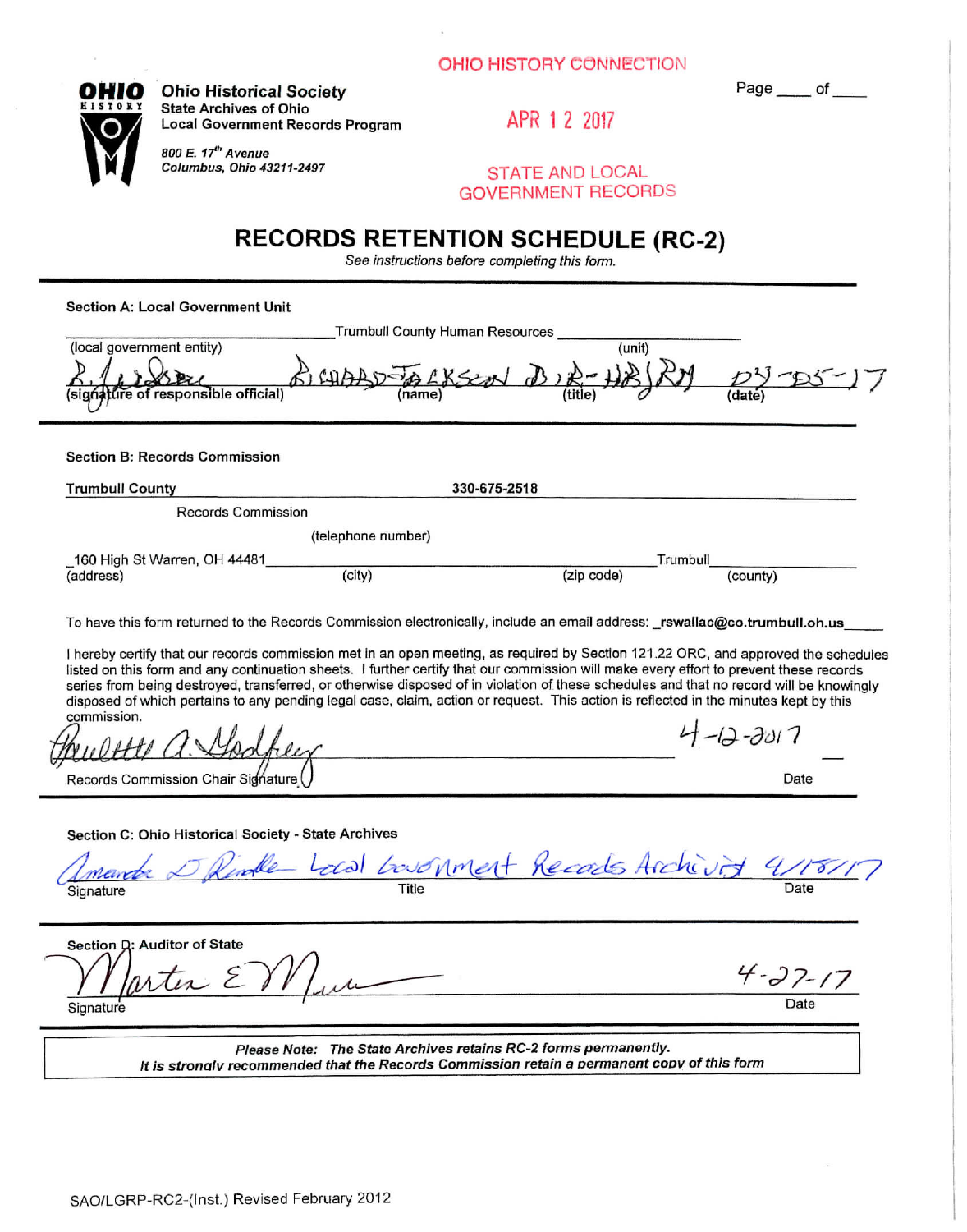OHIO HISTORY CONNECTION

**Ohio Historical Society**
State Archives of Ohio
Local Government Records Program

*800 E. 17th Avenue*
*Columbus, Ohio 43211-2497*

APR 12 2017

STATE AND LOCAL GOVERNMENT RECORDS

Page ____ of ____

# RECORDS RETENTION SCHEDULE (RC-2)

*See instructions before completing this form.*

**Section A: Local Government Unit**

(local government entity) ______ Trumbull County Human Resources ______ (unit)

(signature of responsible official) R. Jackson (signature) | (name) Richard Jackson | (title) Dir-HR/RM | (date) 03-05-17

**Section B: Records Commission**

**Trumbull County** Records Commission &nbsp;&nbsp; **330-675-2518** (telephone number)

_160 High St Warren, OH 44481_ (address) (city) (zip code) Trumbull (county)

To have this form returned to the Records Commission electronically, include an email address: **_rswallac@co.trumbull.oh.us_**

I hereby certify that our records commission met in an open meeting, as required by Section 121.22 ORC, and approved the schedules listed on this form and any continuation sheets. I further certify that our commission will make every effort to prevent these records series from being destroyed, transferred, or otherwise disposed of in violation of these schedules and that no record will be knowingly disposed of which pertains to any pending legal case, claim, action or request. This action is reflected in the minutes kept by this commission.

Paulette A. Godfrey (signature) — Records Commission Chair Signature — Date: 4-12-2017

**Section C: Ohio Historical Society - State Archives**

Signature: Amanda D Rindle (signature) — Title: Local Government Records Archivist — Date: 4/18/17

**Section D: Auditor of State**

Signature: Martin E Mau (signature) — Date: 4-27-17

*Please Note: The State Archives retains RC-2 forms permanently.*
*It is strongly recommended that the Records Commission retain a permanent copy of this form*

SAO/LGRP-RC2-(Inst.) Revised February 2012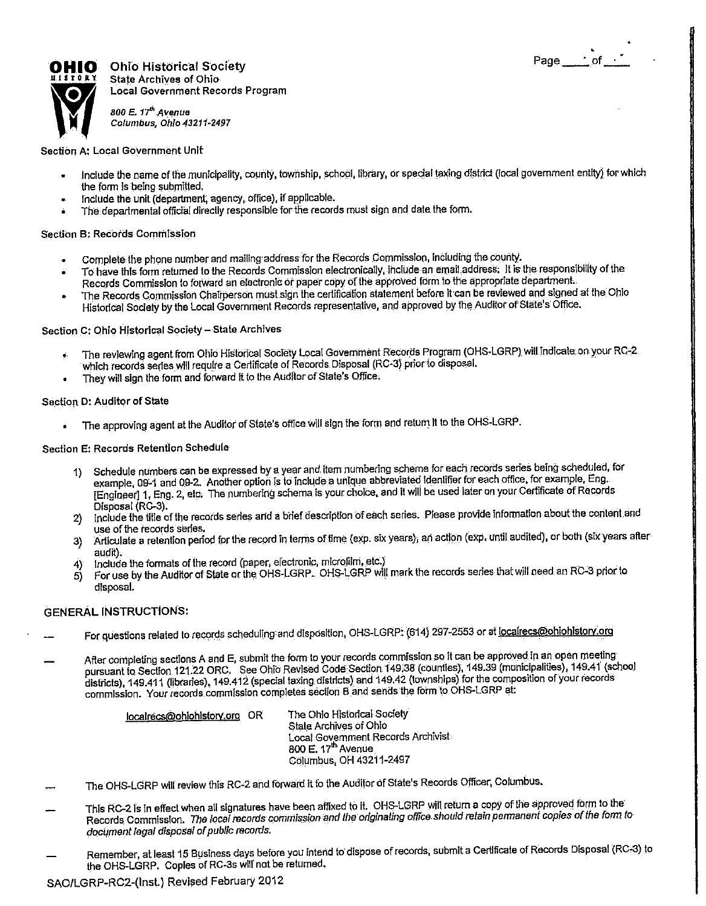**OHIO HISTORY**

Ohio Historical Society
State Archives of Ohio
Local Government Records Program

*800 E. 17th Avenue*
*Columbus, Ohio 43211-2497*

Section A: Local Government Unit

- Include the name of the municipality, county, township, school, library, or special taxing district (local government entity) for which the form is being submitted.
- Include the unit (department, agency, office), if applicable.
- The departmental official directly responsible for the records must sign and date the form.

Section B: Records Commission

- Complete the phone number and mailing address for the Records Commission, including the county.
- To have this form returned to the Records Commission electronically, include an email address. It is the responsibility of the Records Commission to forward an electronic or paper copy of the approved form to the appropriate department.
- The Records Commission Chairperson must sign the certification statement before it can be reviewed and signed at the Ohio Historical Society by the Local Government Records representative, and approved by the Auditor of State's Office.

Section C: Ohio Historical Society – State Archives

- The reviewing agent from Ohio Historical Society Local Government Records Program (OHS-LGRP) will indicate on your RC-2 which records series will require a Certificate of Records Disposal (RC-3) prior to disposal.
- They will sign the form and forward it to the Auditor of State's Office.

Section D: Auditor of State

- The approving agent at the Auditor of State's office will sign the form and return it to the OHS-LGRP.

Section E: Records Retention Schedule

1) Schedule numbers can be expressed by a year and item numbering scheme for each records series being scheduled, for example, 09-1 and 09-2. Another option is to include a unique abbreviated identifier for each office, for example, Eng. [Engineer] 1, Eng. 2, etc. The numbering schema is your choice, and it will be used later on your Certificate of Records Disposal (RC-3).
2) Include the title of the records series and a brief description of each series. Please provide information about the content and use of the records series.
3) Articulate a retention period for the record in terms of time (exp. six years), an action (exp. until audited), or both (six years after audit).
4) Include the formats of the record (paper, electronic, microfilm, etc.)
5) For use by the Auditor of State or the OHS-LGRP. OHS-LGRP will mark the records series that will need an RC-3 prior to disposal.

## GENERAL INSTRUCTIONS:

— For questions related to records scheduling and disposition, OHS-LGRP: (614) 297-2553 or at localrecs@ohiohistory.org

— After completing sections A and E, submit the form to your records commission so it can be approved in an open meeting pursuant to Section 121.22 ORC. See Ohio Revised Code Section 149.38 (counties), 149.39 (municipalities), 149.41 (school districts), 149.411 (libraries), 149.412 (special taxing districts) and 149.42 (townships) for the composition of your records commission. Your records commission completes section B and sends the form to OHS-LGRP at:

localrecs@ohiohistory.org OR

The Ohio Historical Society
State Archives of Ohio
Local Government Records Archivist
800 E. 17th Avenue
Columbus, OH 43211-2497

— The OHS-LGRP will review this RC-2 and forward it to the Auditor of State's Records Officer, Columbus.

— This RC-2 is in effect when all signatures have been affixed to it. OHS-LGRP will return a copy of the approved form to the Records Commission. *The local records commission and the originating office should retain permanent copies of the form to document legal disposal of public records.*

— Remember, at least 15 Business days before you intend to dispose of records, submit a Certificate of Records Disposal (RC-3) to the OHS-LGRP. Copies of RC-3s will not be returned.

SAO/LGRP-RC2-(Inst.) Revised February 2012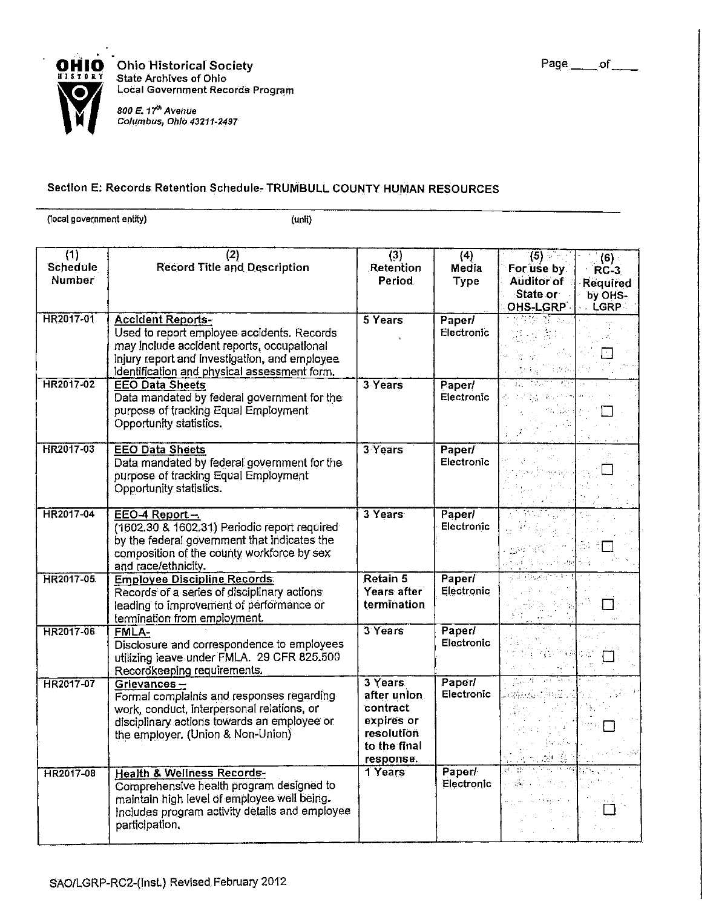Ohio Historical Society
State Archives of Ohio
Local Government Records Program

*800 E. 17th Avenue*
*Columbus, Ohio 43211-2497*

Page \_\_\_\_ of \_\_\_\_

### Section E: Records Retention Schedule- TRUMBULL COUNTY HUMAN RESOURCES

(local government entity) (unit)

| (1) Schedule Number | (2) Record Title and Description | (3) Retention Period | (4) Media Type | (5) For use by Auditor of State or OHS-LGRP | (6) RC-3 Required by OHS-LGRP |
|---|---|---|---|---|---|
| HR2017-01 | **Accident Reports-** Used to report employee accidents. Records may include accident reports, occupational injury report and investigation, and employee identification and physical assessment form. | 5 Years | Paper/ Electronic | | ☐ |
| HR2017-02 | **EEO Data Sheets** Data mandated by federal government for the purpose of tracking Equal Employment Opportunity statistics. | 3 Years | Paper/ Electronic | | ☐ |
| HR2017-03 | **EEO Data Sheets** Data mandated by federal government for the purpose of tracking Equal Employment Opportunity statistics. | 3 Years | Paper/ Electronic | | ☐ |
| HR2017-04 | **EEO-4 Report –** (1602.30 & 1602.31) Periodic report required by the federal government that indicates the composition of the county workforce by sex and race/ethnicity. | 3 Years | Paper/ Electronic | | ☐ |
| HR2017-05 | **Employee Discipline Records** Records of a series of disciplinary actions leading to improvement of performance or termination from employment. | Retain 5 Years after termination | Paper/ Electronic | | ☐ |
| HR2017-06 | **FMLA-** Disclosure and correspondence to employees utilizing leave under FMLA. 29 CFR 825.500 Recordkeeping requirements. | 3 Years | Paper/ Electronic | | ☐ |
| HR2017-07 | **Grievances –** Formal complaints and responses regarding work, conduct, interpersonal relations, or disciplinary actions towards an employee or the employer. (Union & Non-Union) | 3 Years after union contract expires or resolution to the final response. | Paper/ Electronic | | ☐ |
| HR2017-08 | **Health & Wellness Records-** Comprehensive health program designed to maintain high level of employee well being. Includes program activity details and employee participation. | 1 Years | Paper/ Electronic | | ☐ |

SAO/LGRP-RC2-(Inst.) Revised February 2012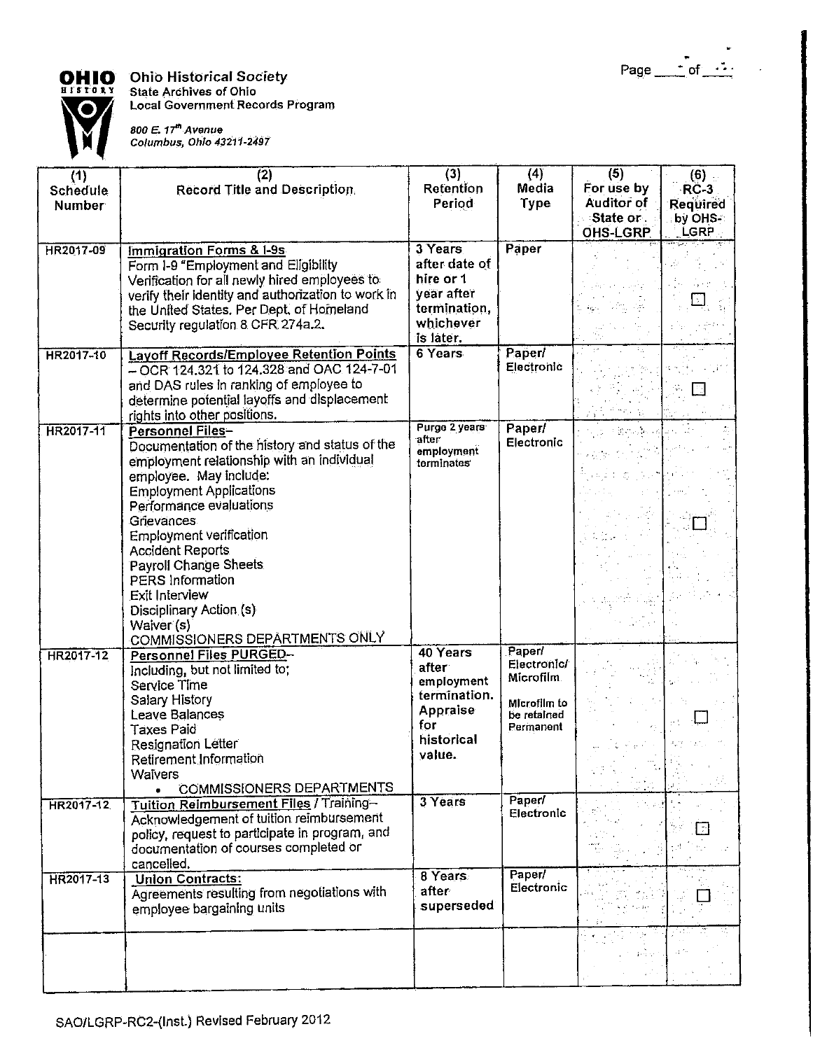**Ohio Historical Society**
State Archives of Ohio
Local Government Records Program

*800 E. 17th Avenue*
*Columbus, Ohio 43211-2497*

| (1) Schedule Number | (2) Record Title and Description | (3) Retention Period | (4) Media Type | (5) For use by Auditor of State or OHS-LGRP | (6) RC-3 Required by OHS-LGRP |
|---|---|---|---|---|---|
| HR2017-09 | **Immigration Forms & I-9s** Form I-9 "Employment and Eligibility Verification for all newly hired employees to verify their identity and authorization to work in the United States. Per Dept. of Homeland Security regulation 8 CFR 274a.2. | 3 Years after date of hire or 1 year after termination, whichever is later. | Paper | | ☐ |
| HR2017-10 | **Layoff Records/Employee Retention Points** – OCR 124.321 to 124.328 and OAC 124-7-01 and DAS rules in ranking of employee to determine potential layoffs and displacement rights into other positions. | 6 Years | Paper/ Electronic | | ☐ |
| HR2017-11 | **Personnel Files**– Documentation of the history and status of the employment relationship with an individual employee. May include: Employment Applications, Performance evaluations, Grievances, Employment verification, Accident Reports, Payroll Change Sheets, PERS Information, Exit Interview, Disciplinary Action (s), Waiver (s), COMMISSIONERS DEPARTMENTS ONLY | Purge 2 years after employment terminates | Paper/ Electronic | | ☐ |
| HR2017-12 | **Personnel Files PURGED**– Including, but not limited to; Service Time, Salary History, Leave Balances, Taxes Paid, Resignation Letter, Retirement Information, Waivers; • COMMISSIONERS DEPARTMENTS | 40 Years after employment termination. Appraise for historical value. | Paper/ Electronic/ Microfilm. Microfilm to be retained Permanent | | ☐ |
| HR2017-12 | **Tuition Reimbursement Files** / Training– Acknowledgement of tuition reimbursement policy, request to participate in program, and documentation of courses completed or cancelled. | 3 Years | Paper/ Electronic | | ☐ |
| HR2017-13 | **Union Contracts:** Agreements resulting from negotiations with employee bargaining units | 8 Years after superseded | Paper/ Electronic | | ☐ |
| | | | | | |

SAO/LGRP-RC2-(Inst.) Revised February 2012